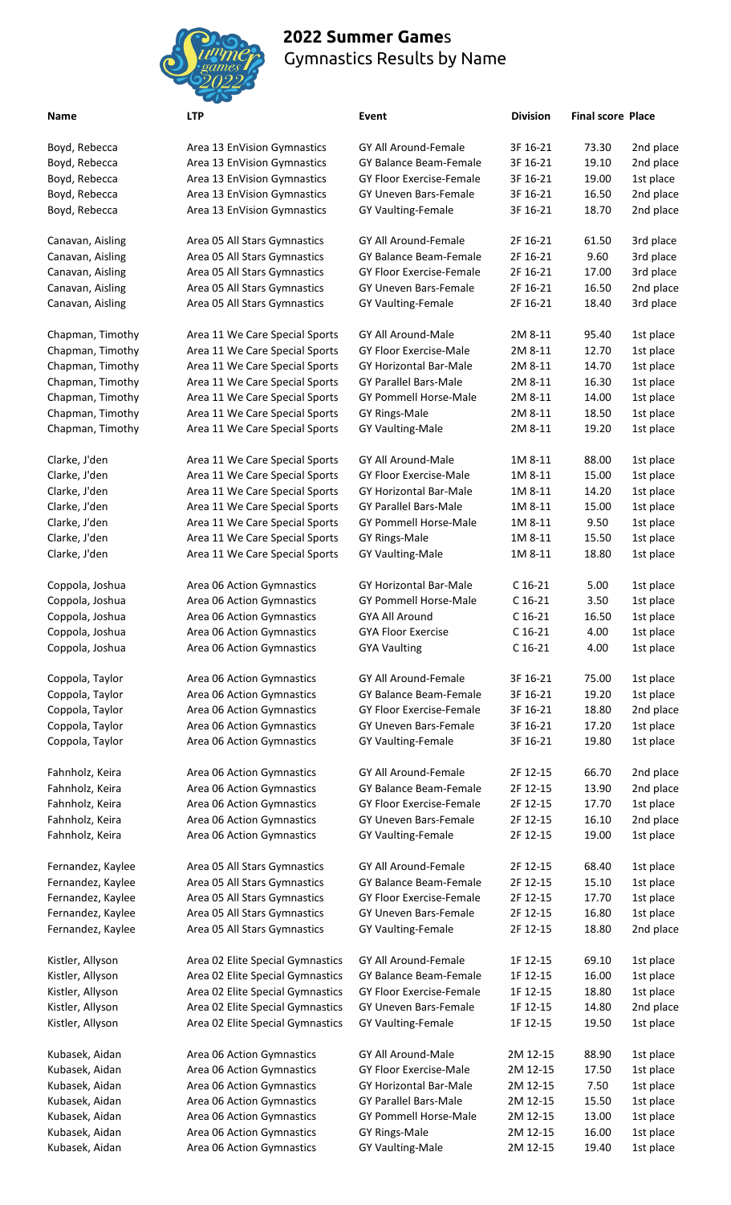# 2022 Summer Games
## Gymnastics Results by Name

| Name | LTP | Event | Division | Final score | Place |
|---|---|---|---|---|---|
| Boyd, Rebecca | Area 13 EnVision Gymnastics | GY All Around-Female | 3F 16-21 | 73.30 | 2nd place |
| Boyd, Rebecca | Area 13 EnVision Gymnastics | GY Balance Beam-Female | 3F 16-21 | 19.10 | 2nd place |
| Boyd, Rebecca | Area 13 EnVision Gymnastics | GY Floor Exercise-Female | 3F 16-21 | 19.00 | 1st place |
| Boyd, Rebecca | Area 13 EnVision Gymnastics | GY Uneven Bars-Female | 3F 16-21 | 16.50 | 2nd place |
| Boyd, Rebecca | Area 13 EnVision Gymnastics | GY Vaulting-Female | 3F 16-21 | 18.70 | 2nd place |
| Canavan, Aisling | Area 05 All Stars Gymnastics | GY All Around-Female | 2F 16-21 | 61.50 | 3rd place |
| Canavan, Aisling | Area 05 All Stars Gymnastics | GY Balance Beam-Female | 2F 16-21 | 9.60 | 3rd place |
| Canavan, Aisling | Area 05 All Stars Gymnastics | GY Floor Exercise-Female | 2F 16-21 | 17.00 | 3rd place |
| Canavan, Aisling | Area 05 All Stars Gymnastics | GY Uneven Bars-Female | 2F 16-21 | 16.50 | 2nd place |
| Canavan, Aisling | Area 05 All Stars Gymnastics | GY Vaulting-Female | 2F 16-21 | 18.40 | 3rd place |
| Chapman, Timothy | Area 11 We Care Special Sports | GY All Around-Male | 2M 8-11 | 95.40 | 1st place |
| Chapman, Timothy | Area 11 We Care Special Sports | GY Floor Exercise-Male | 2M 8-11 | 12.70 | 1st place |
| Chapman, Timothy | Area 11 We Care Special Sports | GY Horizontal Bar-Male | 2M 8-11 | 14.70 | 1st place |
| Chapman, Timothy | Area 11 We Care Special Sports | GY Parallel Bars-Male | 2M 8-11 | 16.30 | 1st place |
| Chapman, Timothy | Area 11 We Care Special Sports | GY Pommell Horse-Male | 2M 8-11 | 14.00 | 1st place |
| Chapman, Timothy | Area 11 We Care Special Sports | GY Rings-Male | 2M 8-11 | 18.50 | 1st place |
| Chapman, Timothy | Area 11 We Care Special Sports | GY Vaulting-Male | 2M 8-11 | 19.20 | 1st place |
| Clarke, J'den | Area 11 We Care Special Sports | GY All Around-Male | 1M 8-11 | 88.00 | 1st place |
| Clarke, J'den | Area 11 We Care Special Sports | GY Floor Exercise-Male | 1M 8-11 | 15.00 | 1st place |
| Clarke, J'den | Area 11 We Care Special Sports | GY Horizontal Bar-Male | 1M 8-11 | 14.20 | 1st place |
| Clarke, J'den | Area 11 We Care Special Sports | GY Parallel Bars-Male | 1M 8-11 | 15.00 | 1st place |
| Clarke, J'den | Area 11 We Care Special Sports | GY Pommell Horse-Male | 1M 8-11 | 9.50 | 1st place |
| Clarke, J'den | Area 11 We Care Special Sports | GY Rings-Male | 1M 8-11 | 15.50 | 1st place |
| Clarke, J'den | Area 11 We Care Special Sports | GY Vaulting-Male | 1M 8-11 | 18.80 | 1st place |
| Coppola, Joshua | Area 06 Action Gymnastics | GY Horizontal Bar-Male | C 16-21 | 5.00 | 1st place |
| Coppola, Joshua | Area 06 Action Gymnastics | GY Pommell Horse-Male | C 16-21 | 3.50 | 1st place |
| Coppola, Joshua | Area 06 Action Gymnastics | GYA All Around | C 16-21 | 16.50 | 1st place |
| Coppola, Joshua | Area 06 Action Gymnastics | GYA Floor Exercise | C 16-21 | 4.00 | 1st place |
| Coppola, Joshua | Area 06 Action Gymnastics | GYA Vaulting | C 16-21 | 4.00 | 1st place |
| Coppola, Taylor | Area 06 Action Gymnastics | GY All Around-Female | 3F 16-21 | 75.00 | 1st place |
| Coppola, Taylor | Area 06 Action Gymnastics | GY Balance Beam-Female | 3F 16-21 | 19.20 | 1st place |
| Coppola, Taylor | Area 06 Action Gymnastics | GY Floor Exercise-Female | 3F 16-21 | 18.80 | 2nd place |
| Coppola, Taylor | Area 06 Action Gymnastics | GY Uneven Bars-Female | 3F 16-21 | 17.20 | 1st place |
| Coppola, Taylor | Area 06 Action Gymnastics | GY Vaulting-Female | 3F 16-21 | 19.80 | 1st place |
| Fahnholz, Keira | Area 06 Action Gymnastics | GY All Around-Female | 2F 12-15 | 66.70 | 2nd place |
| Fahnholz, Keira | Area 06 Action Gymnastics | GY Balance Beam-Female | 2F 12-15 | 13.90 | 2nd place |
| Fahnholz, Keira | Area 06 Action Gymnastics | GY Floor Exercise-Female | 2F 12-15 | 17.70 | 1st place |
| Fahnholz, Keira | Area 06 Action Gymnastics | GY Uneven Bars-Female | 2F 12-15 | 16.10 | 2nd place |
| Fahnholz, Keira | Area 06 Action Gymnastics | GY Vaulting-Female | 2F 12-15 | 19.00 | 1st place |
| Fernandez, Kaylee | Area 05 All Stars Gymnastics | GY All Around-Female | 2F 12-15 | 68.40 | 1st place |
| Fernandez, Kaylee | Area 05 All Stars Gymnastics | GY Balance Beam-Female | 2F 12-15 | 15.10 | 1st place |
| Fernandez, Kaylee | Area 05 All Stars Gymnastics | GY Floor Exercise-Female | 2F 12-15 | 17.70 | 1st place |
| Fernandez, Kaylee | Area 05 All Stars Gymnastics | GY Uneven Bars-Female | 2F 12-15 | 16.80 | 1st place |
| Fernandez, Kaylee | Area 05 All Stars Gymnastics | GY Vaulting-Female | 2F 12-15 | 18.80 | 2nd place |
| Kistler, Allyson | Area 02 Elite Special Gymnastics | GY All Around-Female | 1F 12-15 | 69.10 | 1st place |
| Kistler, Allyson | Area 02 Elite Special Gymnastics | GY Balance Beam-Female | 1F 12-15 | 16.00 | 1st place |
| Kistler, Allyson | Area 02 Elite Special Gymnastics | GY Floor Exercise-Female | 1F 12-15 | 18.80 | 1st place |
| Kistler, Allyson | Area 02 Elite Special Gymnastics | GY Uneven Bars-Female | 1F 12-15 | 14.80 | 2nd place |
| Kistler, Allyson | Area 02 Elite Special Gymnastics | GY Vaulting-Female | 1F 12-15 | 19.50 | 1st place |
| Kubasek, Aidan | Area 06 Action Gymnastics | GY All Around-Male | 2M 12-15 | 88.90 | 1st place |
| Kubasek, Aidan | Area 06 Action Gymnastics | GY Floor Exercise-Male | 2M 12-15 | 17.50 | 1st place |
| Kubasek, Aidan | Area 06 Action Gymnastics | GY Horizontal Bar-Male | 2M 12-15 | 7.50 | 1st place |
| Kubasek, Aidan | Area 06 Action Gymnastics | GY Parallel Bars-Male | 2M 12-15 | 15.50 | 1st place |
| Kubasek, Aidan | Area 06 Action Gymnastics | GY Pommell Horse-Male | 2M 12-15 | 13.00 | 1st place |
| Kubasek, Aidan | Area 06 Action Gymnastics | GY Rings-Male | 2M 12-15 | 16.00 | 1st place |
| Kubasek, Aidan | Area 06 Action Gymnastics | GY Vaulting-Male | 2M 12-15 | 19.40 | 1st place |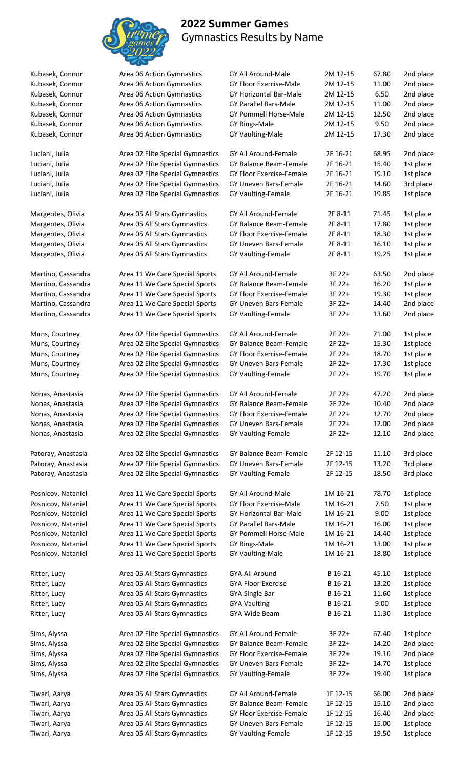# 2022 Summer Games
Gymnastics Results by Name

| | | | | | |
|---|---|---|---|---|---|
| Kubasek, Connor | Area 06 Action Gymnastics | GY All Around-Male | 2M 12-15 | 67.80 | 2nd place |
| Kubasek, Connor | Area 06 Action Gymnastics | GY Floor Exercise-Male | 2M 12-15 | 11.00 | 2nd place |
| Kubasek, Connor | Area 06 Action Gymnastics | GY Horizontal Bar-Male | 2M 12-15 | 6.50 | 2nd place |
| Kubasek, Connor | Area 06 Action Gymnastics | GY Parallel Bars-Male | 2M 12-15 | 11.00 | 2nd place |
| Kubasek, Connor | Area 06 Action Gymnastics | GY Pommell Horse-Male | 2M 12-15 | 12.50 | 2nd place |
| Kubasek, Connor | Area 06 Action Gymnastics | GY Rings-Male | 2M 12-15 | 9.50 | 2nd place |
| Kubasek, Connor | Area 06 Action Gymnastics | GY Vaulting-Male | 2M 12-15 | 17.30 | 2nd place |
| Luciani, Julia | Area 02 Elite Special Gymnastics | GY All Around-Female | 2F 16-21 | 68.95 | 2nd place |
| Luciani, Julia | Area 02 Elite Special Gymnastics | GY Balance Beam-Female | 2F 16-21 | 15.40 | 1st place |
| Luciani, Julia | Area 02 Elite Special Gymnastics | GY Floor Exercise-Female | 2F 16-21 | 19.10 | 1st place |
| Luciani, Julia | Area 02 Elite Special Gymnastics | GY Uneven Bars-Female | 2F 16-21 | 14.60 | 3rd place |
| Luciani, Julia | Area 02 Elite Special Gymnastics | GY Vaulting-Female | 2F 16-21 | 19.85 | 1st place |
| Margeotes, Olivia | Area 05 All Stars Gymnastics | GY All Around-Female | 2F 8-11 | 71.45 | 1st place |
| Margeotes, Olivia | Area 05 All Stars Gymnastics | GY Balance Beam-Female | 2F 8-11 | 17.80 | 1st place |
| Margeotes, Olivia | Area 05 All Stars Gymnastics | GY Floor Exercise-Female | 2F 8-11 | 18.30 | 1st place |
| Margeotes, Olivia | Area 05 All Stars Gymnastics | GY Uneven Bars-Female | 2F 8-11 | 16.10 | 1st place |
| Margeotes, Olivia | Area 05 All Stars Gymnastics | GY Vaulting-Female | 2F 8-11 | 19.25 | 1st place |
| Martino, Cassandra | Area 11 We Care Special Sports | GY All Around-Female | 3F 22+ | 63.50 | 2nd place |
| Martino, Cassandra | Area 11 We Care Special Sports | GY Balance Beam-Female | 3F 22+ | 16.20 | 1st place |
| Martino, Cassandra | Area 11 We Care Special Sports | GY Floor Exercise-Female | 3F 22+ | 19.30 | 1st place |
| Martino, Cassandra | Area 11 We Care Special Sports | GY Uneven Bars-Female | 3F 22+ | 14.40 | 2nd place |
| Martino, Cassandra | Area 11 We Care Special Sports | GY Vaulting-Female | 3F 22+ | 13.60 | 2nd place |
| Muns, Courtney | Area 02 Elite Special Gymnastics | GY All Around-Female | 2F 22+ | 71.00 | 1st place |
| Muns, Courtney | Area 02 Elite Special Gymnastics | GY Balance Beam-Female | 2F 22+ | 15.30 | 1st place |
| Muns, Courtney | Area 02 Elite Special Gymnastics | GY Floor Exercise-Female | 2F 22+ | 18.70 | 1st place |
| Muns, Courtney | Area 02 Elite Special Gymnastics | GY Uneven Bars-Female | 2F 22+ | 17.30 | 1st place |
| Muns, Courtney | Area 02 Elite Special Gymnastics | GY Vaulting-Female | 2F 22+ | 19.70 | 1st place |
| Nonas, Anastasia | Area 02 Elite Special Gymnastics | GY All Around-Female | 2F 22+ | 47.20 | 2nd place |
| Nonas, Anastasia | Area 02 Elite Special Gymnastics | GY Balance Beam-Female | 2F 22+ | 10.40 | 2nd place |
| Nonas, Anastasia | Area 02 Elite Special Gymnastics | GY Floor Exercise-Female | 2F 22+ | 12.70 | 2nd place |
| Nonas, Anastasia | Area 02 Elite Special Gymnastics | GY Uneven Bars-Female | 2F 22+ | 12.00 | 2nd place |
| Nonas, Anastasia | Area 02 Elite Special Gymnastics | GY Vaulting-Female | 2F 22+ | 12.10 | 2nd place |
| Patoray, Anastasia | Area 02 Elite Special Gymnastics | GY Balance Beam-Female | 2F 12-15 | 11.10 | 3rd place |
| Patoray, Anastasia | Area 02 Elite Special Gymnastics | GY Uneven Bars-Female | 2F 12-15 | 13.20 | 3rd place |
| Patoray, Anastasia | Area 02 Elite Special Gymnastics | GY Vaulting-Female | 2F 12-15 | 18.50 | 3rd place |
| Posnicov, Nataniel | Area 11 We Care Special Sports | GY All Around-Male | 1M 16-21 | 78.70 | 1st place |
| Posnicov, Nataniel | Area 11 We Care Special Sports | GY Floor Exercise-Male | 1M 16-21 | 7.50 | 1st place |
| Posnicov, Nataniel | Area 11 We Care Special Sports | GY Horizontal Bar-Male | 1M 16-21 | 9.00 | 1st place |
| Posnicov, Nataniel | Area 11 We Care Special Sports | GY Parallel Bars-Male | 1M 16-21 | 16.00 | 1st place |
| Posnicov, Nataniel | Area 11 We Care Special Sports | GY Pommell Horse-Male | 1M 16-21 | 14.40 | 1st place |
| Posnicov, Nataniel | Area 11 We Care Special Sports | GY Rings-Male | 1M 16-21 | 13.00 | 1st place |
| Posnicov, Nataniel | Area 11 We Care Special Sports | GY Vaulting-Male | 1M 16-21 | 18.80 | 1st place |
| Ritter, Lucy | Area 05 All Stars Gymnastics | GYA All Around | B 16-21 | 45.10 | 1st place |
| Ritter, Lucy | Area 05 All Stars Gymnastics | GYA Floor Exercise | B 16-21 | 13.20 | 1st place |
| Ritter, Lucy | Area 05 All Stars Gymnastics | GYA Single Bar | B 16-21 | 11.60 | 1st place |
| Ritter, Lucy | Area 05 All Stars Gymnastics | GYA Vaulting | B 16-21 | 9.00 | 1st place |
| Ritter, Lucy | Area 05 All Stars Gymnastics | GYA Wide Beam | B 16-21 | 11.30 | 1st place |
| Sims, Alyssa | Area 02 Elite Special Gymnastics | GY All Around-Female | 3F 22+ | 67.40 | 1st place |
| Sims, Alyssa | Area 02 Elite Special Gymnastics | GY Balance Beam-Female | 3F 22+ | 14.20 | 2nd place |
| Sims, Alyssa | Area 02 Elite Special Gymnastics | GY Floor Exercise-Female | 3F 22+ | 19.10 | 2nd place |
| Sims, Alyssa | Area 02 Elite Special Gymnastics | GY Uneven Bars-Female | 3F 22+ | 14.70 | 1st place |
| Sims, Alyssa | Area 02 Elite Special Gymnastics | GY Vaulting-Female | 3F 22+ | 19.40 | 1st place |
| Tiwari, Aarya | Area 05 All Stars Gymnastics | GY All Around-Female | 1F 12-15 | 66.00 | 2nd place |
| Tiwari, Aarya | Area 05 All Stars Gymnastics | GY Balance Beam-Female | 1F 12-15 | 15.10 | 2nd place |
| Tiwari, Aarya | Area 05 All Stars Gymnastics | GY Floor Exercise-Female | 1F 12-15 | 16.40 | 2nd place |
| Tiwari, Aarya | Area 05 All Stars Gymnastics | GY Uneven Bars-Female | 1F 12-15 | 15.00 | 1st place |
| Tiwari, Aarya | Area 05 All Stars Gymnastics | GY Vaulting-Female | 1F 12-15 | 19.50 | 1st place |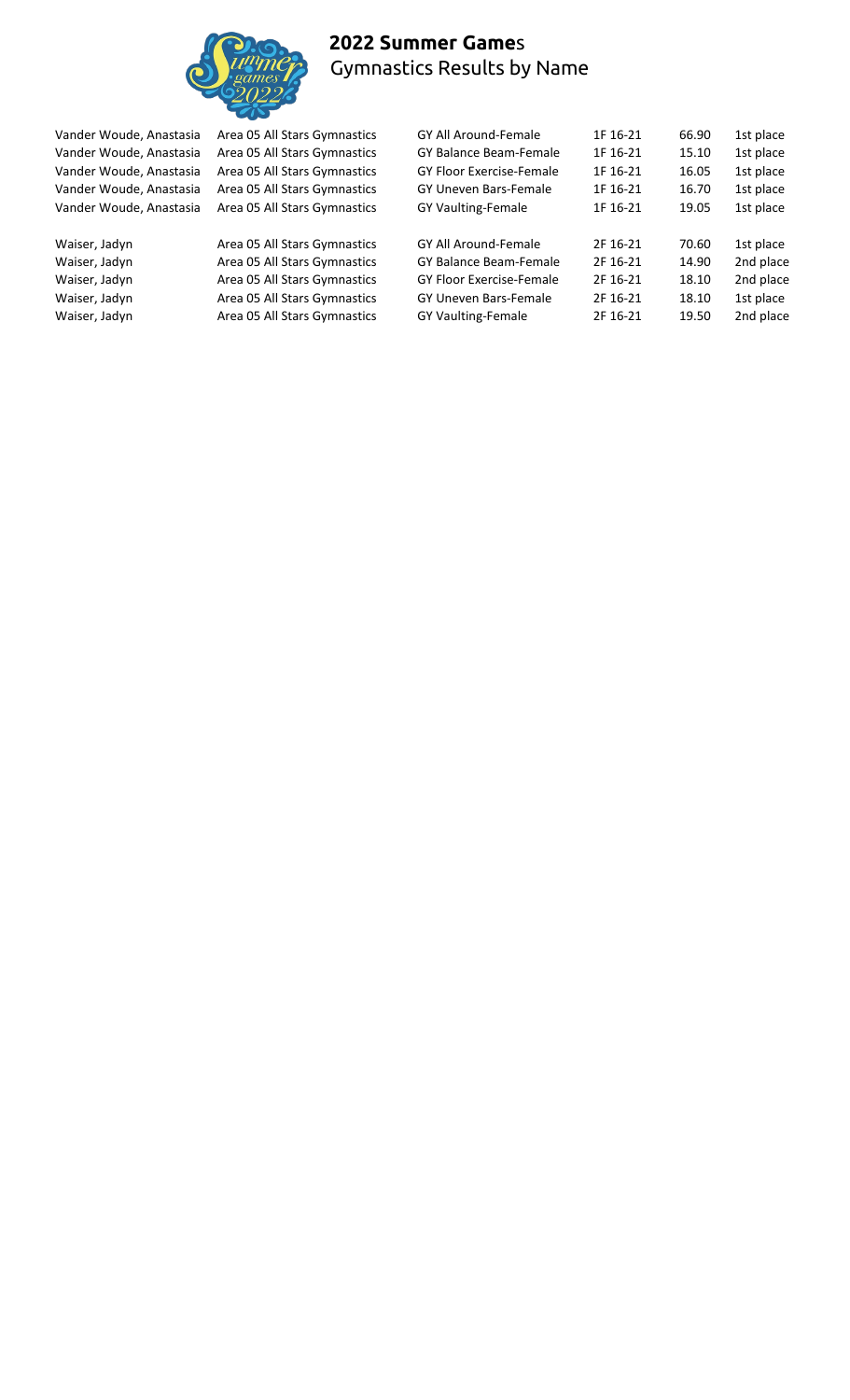# 2022 Summer Games
## Gymnastics Results by Name

| | | | | | |
|---|---|---|---|---|---|
| Vander Woude, Anastasia | Area 05 All Stars Gymnastics | GY All Around-Female | 1F 16-21 | 66.90 | 1st place |
| Vander Woude, Anastasia | Area 05 All Stars Gymnastics | GY Balance Beam-Female | 1F 16-21 | 15.10 | 1st place |
| Vander Woude, Anastasia | Area 05 All Stars Gymnastics | GY Floor Exercise-Female | 1F 16-21 | 16.05 | 1st place |
| Vander Woude, Anastasia | Area 05 All Stars Gymnastics | GY Uneven Bars-Female | 1F 16-21 | 16.70 | 1st place |
| Vander Woude, Anastasia | Area 05 All Stars Gymnastics | GY Vaulting-Female | 1F 16-21 | 19.05 | 1st place |
| Waiser, Jadyn | Area 05 All Stars Gymnastics | GY All Around-Female | 2F 16-21 | 70.60 | 1st place |
| Waiser, Jadyn | Area 05 All Stars Gymnastics | GY Balance Beam-Female | 2F 16-21 | 14.90 | 2nd place |
| Waiser, Jadyn | Area 05 All Stars Gymnastics | GY Floor Exercise-Female | 2F 16-21 | 18.10 | 2nd place |
| Waiser, Jadyn | Area 05 All Stars Gymnastics | GY Uneven Bars-Female | 2F 16-21 | 18.10 | 1st place |
| Waiser, Jadyn | Area 05 All Stars Gymnastics | GY Vaulting-Female | 2F 16-21 | 19.50 | 2nd place |